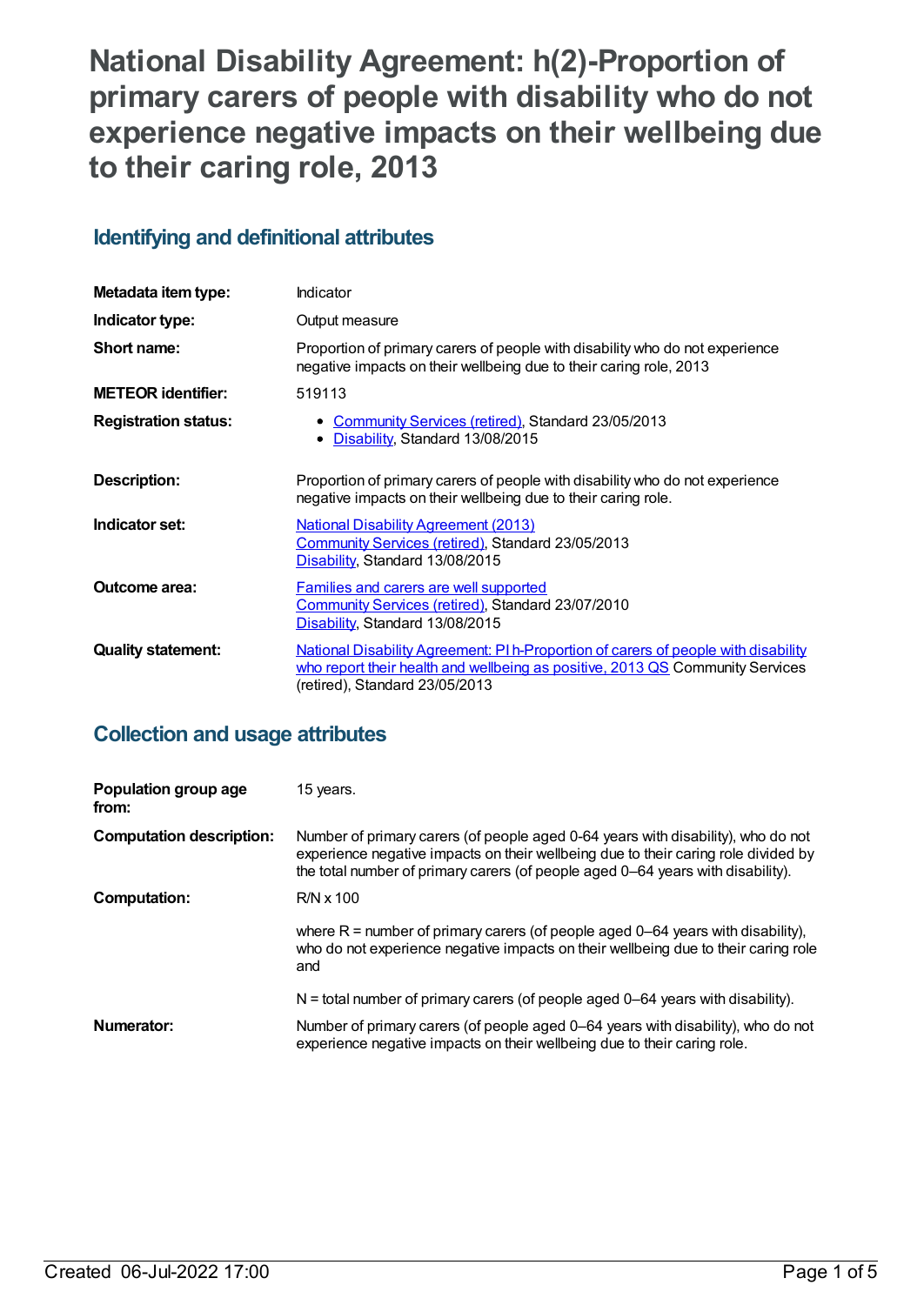# National Disability Agreement: h(2)-Proportion of primary carers of people with disability who do not experience negative impacts on their wellbeing due to their caring role, 2013

## Identifying and definitional attributes

| | |
|---|---|
| **Metadata item type:** | Indicator |
| **Indicator type:** | Output measure |
| **Short name:** | Proportion of primary carers of people with disability who do not experience negative impacts on their wellbeing due to their caring role, 2013 |
| **METEOR identifier:** | 519113 |
| **Registration status:** | • Community Services (retired), Standard 23/05/2013<br>• Disability, Standard 13/08/2015 |
| **Description:** | Proportion of primary carers of people with disability who do not experience negative impacts on their wellbeing due to their caring role. |
| **Indicator set:** | National Disability Agreement (2013)<br>Community Services (retired), Standard 23/05/2013<br>Disability, Standard 13/08/2015 |
| **Outcome area:** | Families and carers are well supported<br>Community Services (retired), Standard 23/07/2010<br>Disability, Standard 13/08/2015 |
| **Quality statement:** | National Disability Agreement: PI h-Proportion of carers of people with disability who report their health and wellbeing as positive, 2013 QS Community Services (retired), Standard 23/05/2013 |

## Collection and usage attributes

| | |
|---|---|
| **Population group age from:** | 15 years. |
| **Computation description:** | Number of primary carers (of people aged 0-64 years with disability), who do not experience negative impacts on their wellbeing due to their caring role divided by the total number of primary carers (of people aged 0–64 years with disability). |
| **Computation:** | R/N x 100<br><br>where R = number of primary carers (of people aged 0–64 years with disability), who do not experience negative impacts on their wellbeing due to their caring role and<br><br>N = total number of primary carers (of people aged 0–64 years with disability). |
| **Numerator:** | Number of primary carers (of people aged 0–64 years with disability), who do not experience negative impacts on their wellbeing due to their caring role. |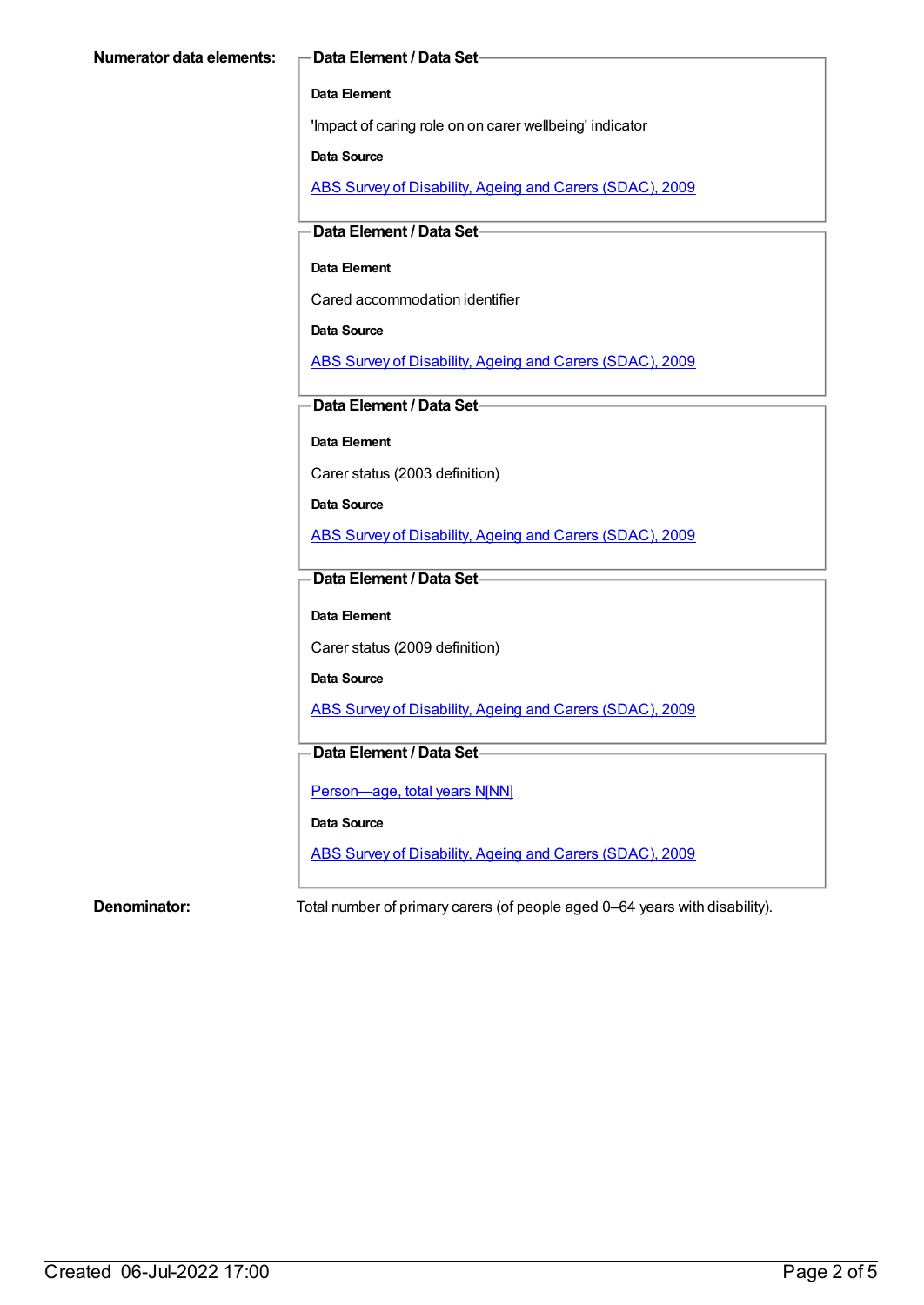**Numerator data elements:**

**Data Element / Data Set**

**Data Element**

'Impact of caring role on on carer wellbeing' indicator

**Data Source**

ABS Survey of Disability, Ageing and Carers (SDAC), 2009

**Data Element / Data Set**

**Data Element**

Cared accommodation identifier

**Data Source**

ABS Survey of Disability, Ageing and Carers (SDAC), 2009

**Data Element / Data Set**

**Data Element**

Carer status (2003 definition)

**Data Source**

ABS Survey of Disability, Ageing and Carers (SDAC), 2009

**Data Element / Data Set**

**Data Element**

Carer status (2009 definition)

**Data Source**

ABS Survey of Disability, Ageing and Carers (SDAC), 2009

**Data Element / Data Set**

Person—age, total years N[NN]

**Data Source**

ABS Survey of Disability, Ageing and Carers (SDAC), 2009

**Denominator:**

Total number of primary carers (of people aged 0–64 years with disability).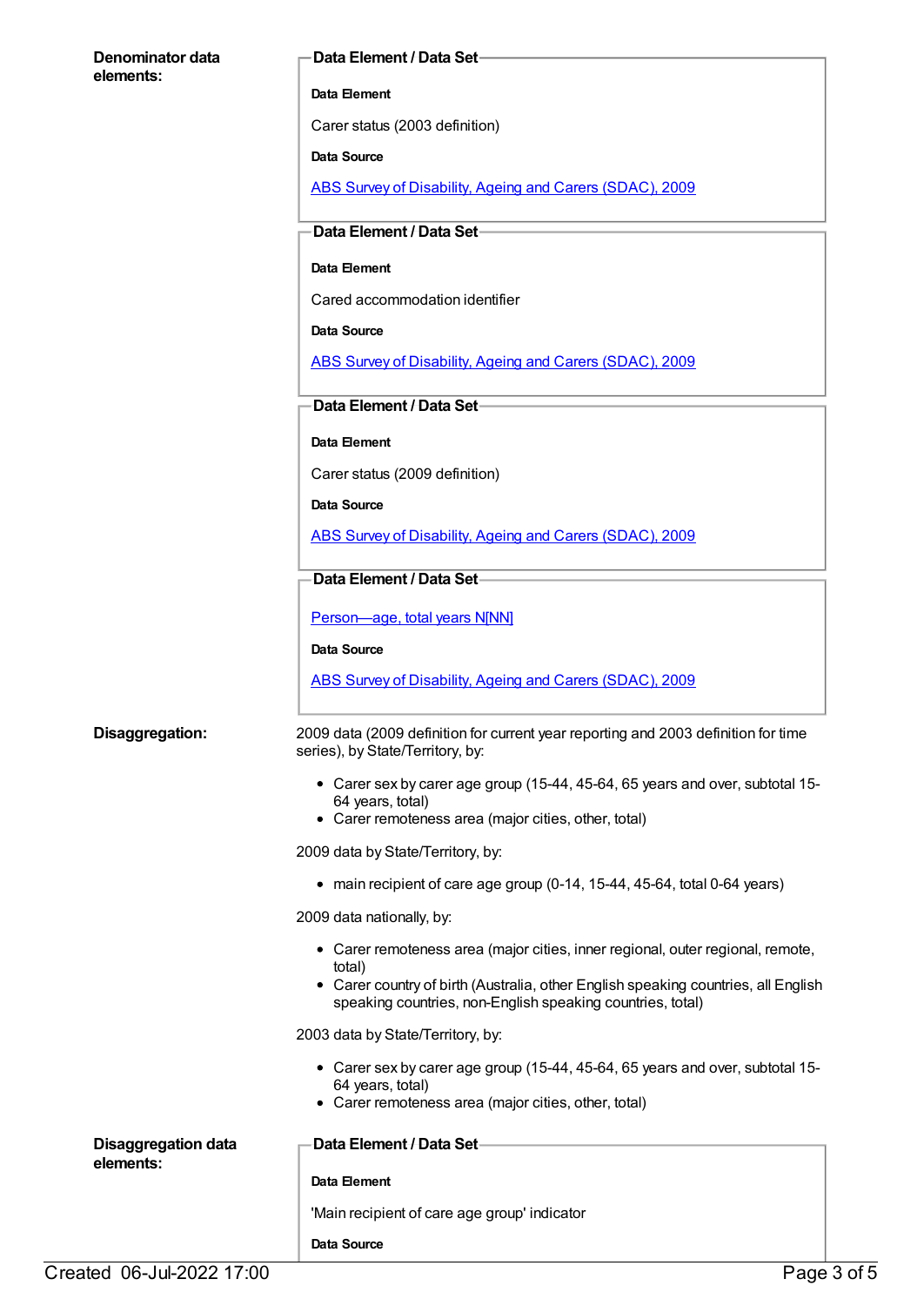**Denominator data elements:**

**Data Element / Data Set**

**Data Element**

Carer status (2003 definition)

**Data Source**

[ABS Survey of Disability, Ageing and Carers (SDAC), 2009]

**Data Element / Data Set**

**Data Element**

Cared accommodation identifier

**Data Source**

[ABS Survey of Disability, Ageing and Carers (SDAC), 2009]

**Data Element / Data Set**

**Data Element**

Carer status (2009 definition)

**Data Source**

[ABS Survey of Disability, Ageing and Carers (SDAC), 2009]

**Data Element / Data Set**

[Person—age, total years N[NN]]

**Data Source**

[ABS Survey of Disability, Ageing and Carers (SDAC), 2009]

**Disaggregation:**

2009 data (2009 definition for current year reporting and 2003 definition for time series), by State/Territory, by:

- Carer sex by carer age group (15-44, 45-64, 65 years and over, subtotal 15-64 years, total)
- Carer remoteness area (major cities, other, total)

2009 data by State/Territory, by:

- main recipient of care age group (0-14, 15-44, 45-64, total 0-64 years)

2009 data nationally, by:

- Carer remoteness area (major cities, inner regional, outer regional, remote, total)
- Carer country of birth (Australia, other English speaking countries, all English speaking countries, non-English speaking countries, total)

2003 data by State/Territory, by:

- Carer sex by carer age group (15-44, 45-64, 65 years and over, subtotal 15-64 years, total)
- Carer remoteness area (major cities, other, total)

**Disaggregation data elements:**

**Data Element / Data Set**

**Data Element**

'Main recipient of care age group' indicator

**Data Source**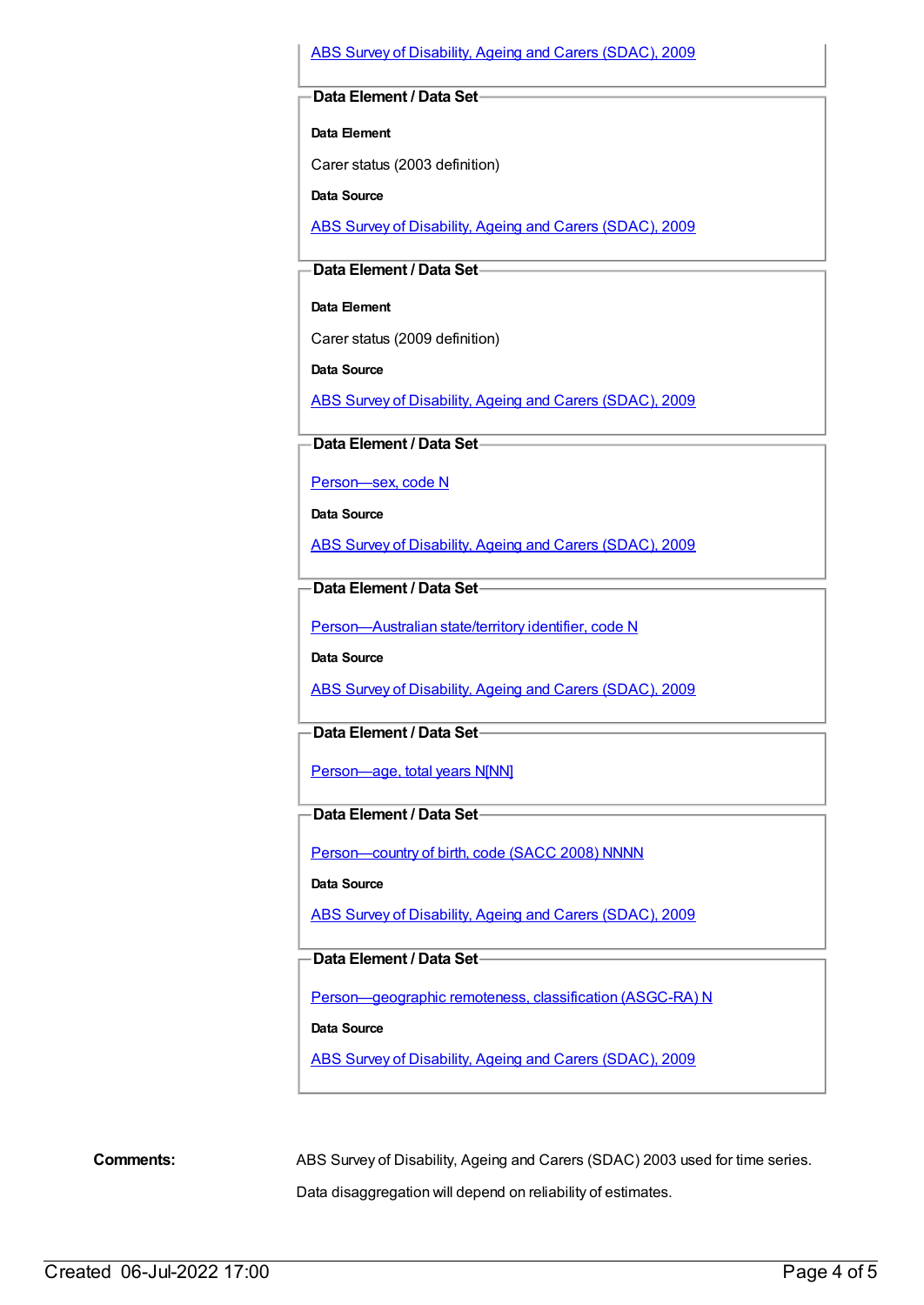ABS Survey of Disability, Ageing and Carers (SDAC), 2009

**Data Element / Data Set**

**Data Element**

Carer status (2003 definition)

**Data Source**

ABS Survey of Disability, Ageing and Carers (SDAC), 2009

**Data Element / Data Set**

**Data Element**

Carer status (2009 definition)

**Data Source**

ABS Survey of Disability, Ageing and Carers (SDAC), 2009

**Data Element / Data Set**

Person—sex, code N

**Data Source**

ABS Survey of Disability, Ageing and Carers (SDAC), 2009

**Data Element / Data Set**

Person—Australian state/territory identifier, code N

**Data Source**

ABS Survey of Disability, Ageing and Carers (SDAC), 2009

**Data Element / Data Set**

Person—age, total years N[NN]

**Data Element / Data Set**

Person—country of birth, code (SACC 2008) NNNN

**Data Source**

ABS Survey of Disability, Ageing and Carers (SDAC), 2009

**Data Element / Data Set**

Person—geographic remoteness, classification (ASGC-RA) N

**Data Source**

ABS Survey of Disability, Ageing and Carers (SDAC), 2009

**Comments:**

ABS Survey of Disability, Ageing and Carers (SDAC) 2003 used for time series.

Data disaggregation will depend on reliability of estimates.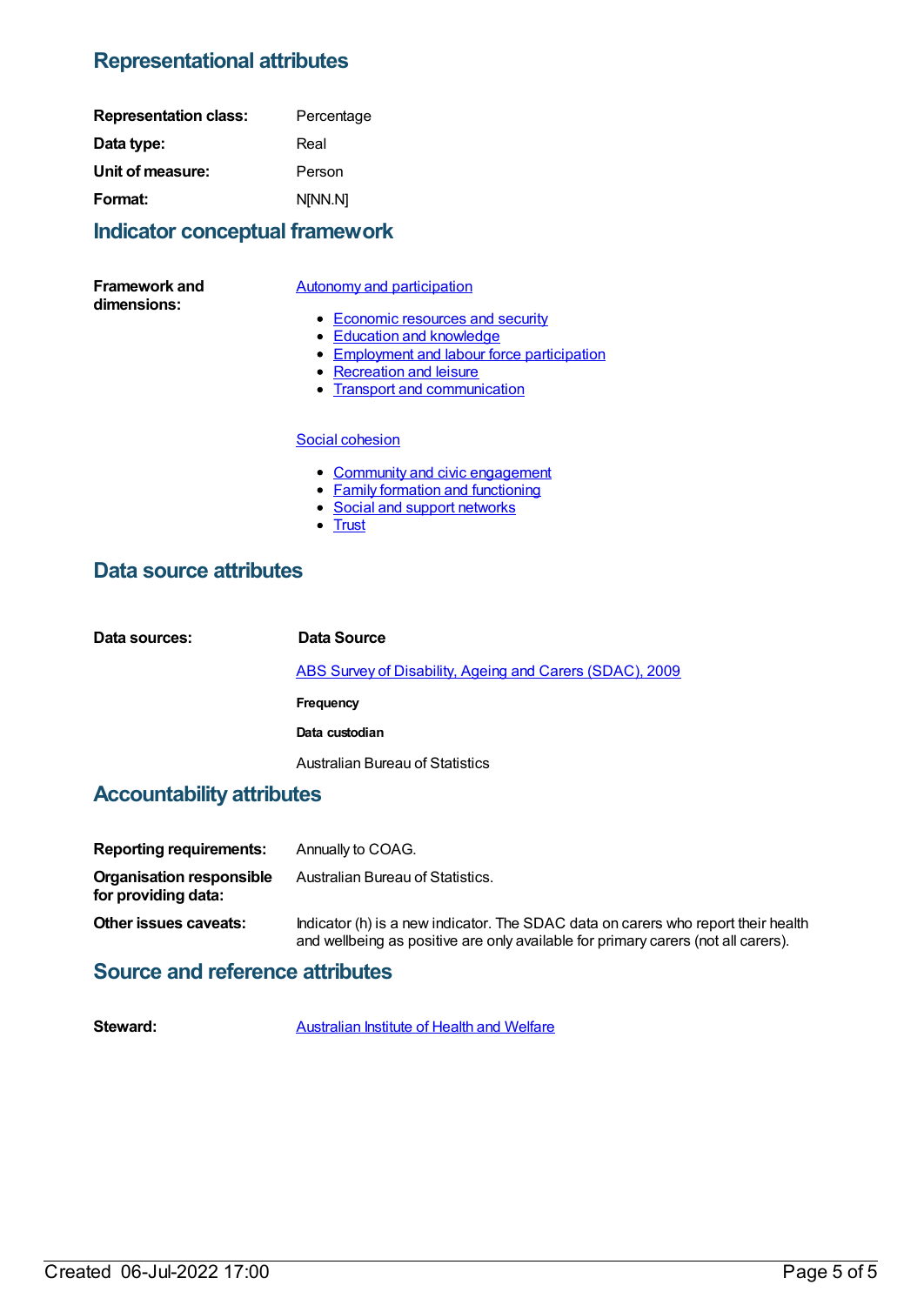## Representational attributes

**Representation class:** Percentage

**Data type:** Real

**Unit of measure:** Person

**Format:** N[NN.N]

## Indicator conceptual framework

**Framework and dimensions:**

Autonomy and participation

- Economic resources and security
- Education and knowledge
- Employment and labour force participation
- Recreation and leisure
- Transport and communication

Social cohesion

- Community and civic engagement
- Family formation and functioning
- Social and support networks
- Trust

## Data source attributes

**Data sources:**

**Data Source**

ABS Survey of Disability, Ageing and Carers (SDAC), 2009

**Frequency**

**Data custodian**

Australian Bureau of Statistics

## Accountability attributes

**Reporting requirements:** Annually to COAG.

**Organisation responsible for providing data:** Australian Bureau of Statistics.

**Other issues caveats:** Indicator (h) is a new indicator. The SDAC data on carers who report their health and wellbeing as positive are only available for primary carers (not all carers).

## Source and reference attributes

**Steward:** Australian Institute of Health and Welfare